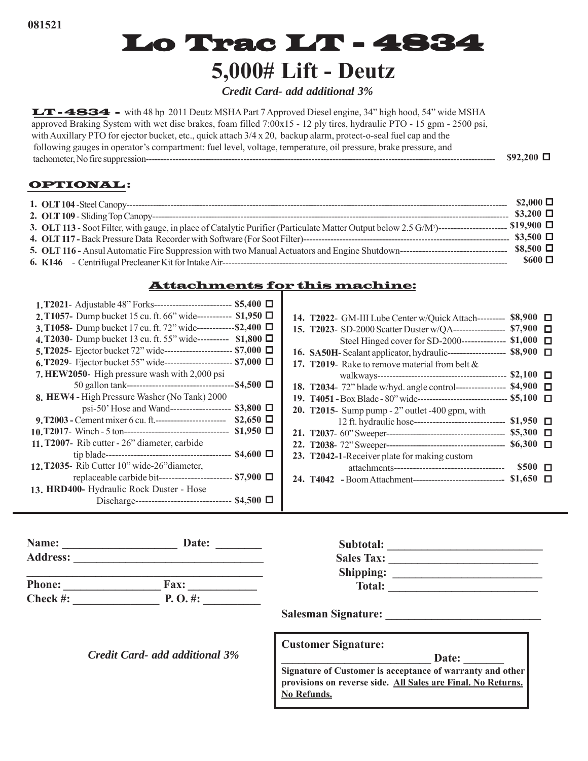081521

# Lo Trac LT - 4834

## 5,000# Lift - Deutz

*Credit Card- add additional 3%*

**LT-4834 -** with 48 hp 2011 Deutz MSHA Part 7 Approved Diesel engine, 34" high hood, 54" wide MSHA approved Braking System with wet disc brakes, foam filled 7:00x15 - 12 ply tires, hydraulic PTO - 15 gpm - 2500 psi, with Auxillary PTO for ejector bucket, etc., quick attach 3/4 x 20, backup alarm, protect-o-seal fuel cap and the following gauges in operator's compartment: fuel level, voltage, temperature, oil pressure, brake pressure, and tachometer, No fire suppression---------------------------------------------------------------- **$92,200** ☐

### OPTIONAL:

1. **OLT 104** -Steel Canopy---------------------------------------------------------------- **$2,000** ☐
2. **OLT 109** - Sliding Top Canopy---------------------------------------------------------------- **$3,200** ☐
3. **OLT 113** - Soot Filter, with gauge, in place of Catalytic Purifier (Particulate Matter Output below 2.5 G/M³)---------------------- **$19,900** ☐
4. **OLT 117 -** Back Pressure Data Recorder with Software (For Soot Filter)---------------------------------------------------------------- **$3,500** ☐
5. **OLT 116 -** Ansul Automatic Fire Suppression with two Manual Actuators and Engine Shutdown---------------------------------- **$8,500** ☐
6. **K146** - Centrifugal Precleaner Kit for Intake Air---------------------------------------------------------------- **$600** ☐

### Attachments for this machine:

1. **T2021**- Adjustable 48" Forks------------------------- **$5,400** ☐
2. **T1057-** Dump bucket 15 cu. ft. 66" wide----------- **$1,950** ☐
3. **T1058-** Dump bucket 17 cu. ft. 72" wide------------ **$2,400** ☐
4. **T2030**- Dump bucket 13 cu. ft. 55" wide---------- **$1,800** ☐
5. **T2025**- Ejector bucket 72" wide---------------------- **$7,000** ☐
6. **T2029**- Ejector bucket 55" wide---------------------- **$7,000** ☐
7. **HEW2050**- High pressure wash with 2,000 psi 50 gallon tank---------------------------------- **$4,500** ☐
8. **HEW4 -** High Pressure Washer (No Tank) 2000 psi-50' Hose and Wand------------------- **$3,800** ☐
9. **T2003 -** Cement mixer 6 cu. ft.----------------------- **$2,650** ☐
10. **T2017**- Winch - 5 ton---------------------------------- **$1,950** ☐
11. **T2007**- Rib cutter - 26" diameter, carbide tip blade---------------------------------------- **$4,600** ☐
12. **T2035**- Rib Cutter 10" wide-26"diameter, replaceable carbide bit----------------------- **$7,900** ☐
13. **HRD400-** Hydraulic Rock Duster - Hose Discharge------------------------------ **$4,500** ☐
14. **T2022**- GM-III Lube Center w/Quick Attach--------- **$8,900** ☐
15. **T2023**- SD-2000 Scatter Duster w/QA----------------- **$7,900** ☐
    Steel Hinged cover for SD-2000-------------- **$1,000** ☐
16. **SA50H**- Sealant applicator, hydraulic------------------- **$8,900** ☐
17. **T2019**- Rake to remove material from belt & walkways------------------------------------------- **$2,100** ☐
18. **T2034**- 72" blade w/hyd. angle control---------------- **$4,900** ☐
19. **T4051 -** Box Blade - 80" wide------------------------------ **$5,100** ☐
20. **T2015**- Sump pump - 2" outlet -400 gpm, with 12 ft. hydraulic hose----------------------------- **$1,950** ☐
21. **T2037**- 60" Sweeper--------------------------------------- **$5,300** ☐
22. **T2038**- 72" Sweeper--------------------------------------- **$6,300** ☐
23. **T2042-1**-Receiver plate for making custom attachments------------------------------------ **$500** ☐
24. **T4042 -** Boom Attachment----------------------------- **$1,650** ☐

---

**Name:** ____________________ **Date:** ________
**Address:** __________________________________
__________________________________________
**Phone:** _________________ **Fax:** ____________
**Check #:** _______________ **P. O. #:** __________

*Credit Card- add additional 3%*

**Subtotal:** ____________________________
**Sales Tax:** ___________________________
**Shipping:** ____________________________
**Total:** ______________________________

**Salesman Signature:** ___________________________

**Customer Signature:**
____________________________ **Date:** _______
**Signature of Customer is acceptance of warranty and other provisions on reverse side. All Sales are Final. No Returns. No Refunds.**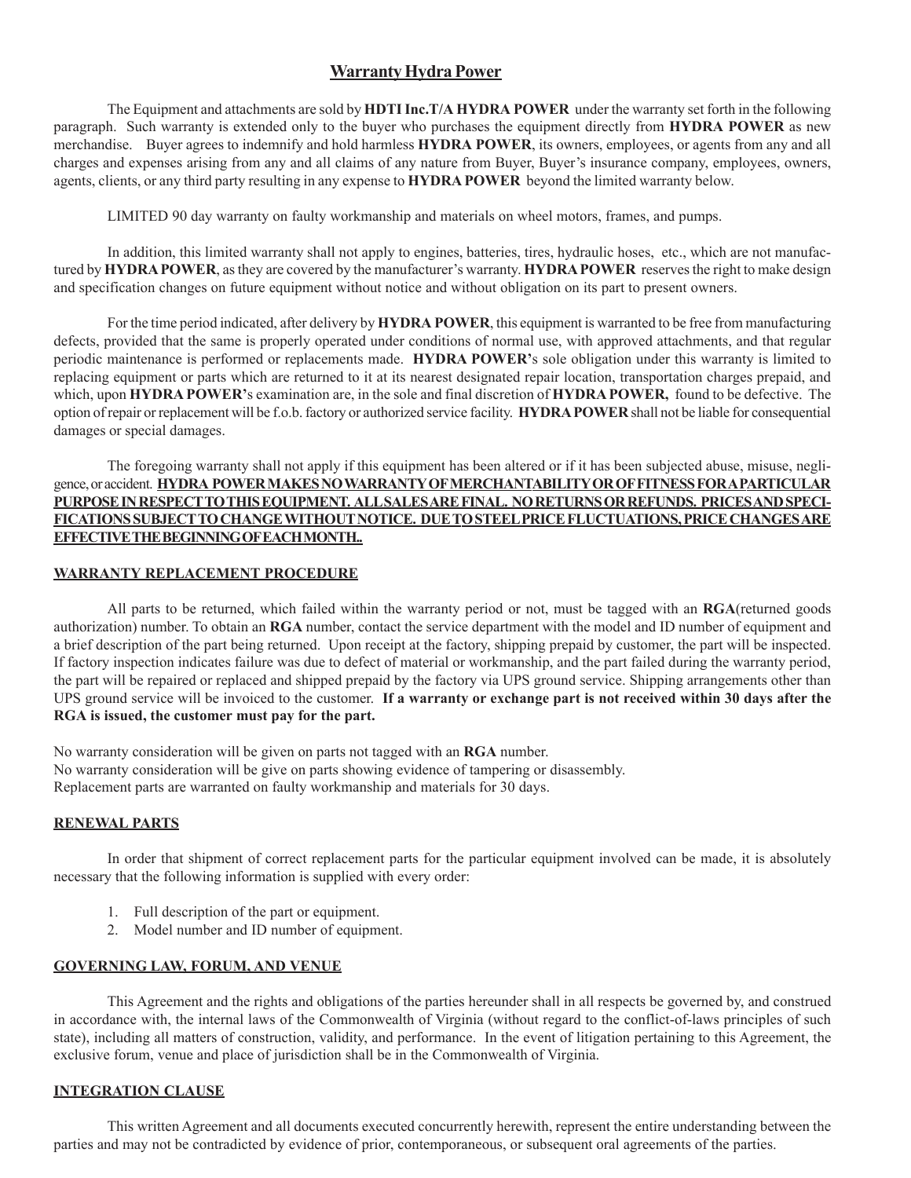## Warranty Hydra Power

The Equipment and attachments are sold by **HDTI Inc.T/A HYDRA POWER** under the warranty set forth in the following paragraph. Such warranty is extended only to the buyer who purchases the equipment directly from **HYDRA POWER** as new merchandise. Buyer agrees to indemnify and hold harmless **HYDRA POWER**, its owners, employees, or agents from any and all charges and expenses arising from any and all claims of any nature from Buyer, Buyer's insurance company, employees, owners, agents, clients, or any third party resulting in any expense to **HYDRA POWER** beyond the limited warranty below.

LIMITED 90 day warranty on faulty workmanship and materials on wheel motors, frames, and pumps.

In addition, this limited warranty shall not apply to engines, batteries, tires, hydraulic hoses, etc., which are not manufactured by **HYDRA POWER**, as they are covered by the manufacturer's warranty. **HYDRA POWER** reserves the right to make design and specification changes on future equipment without notice and without obligation on its part to present owners.

For the time period indicated, after delivery by **HYDRA POWER**, this equipment is warranted to be free from manufacturing defects, provided that the same is properly operated under conditions of normal use, with approved attachments, and that regular periodic maintenance is performed or replacements made. **HYDRA POWER'**s sole obligation under this warranty is limited to replacing equipment or parts which are returned to it at its nearest designated repair location, transportation charges prepaid, and which, upon **HYDRA POWER'**s examination are, in the sole and final discretion of **HYDRA POWER,** found to be defective. The option of repair or replacement will be f.o.b. factory or authorized service facility. **HYDRA POWER** shall not be liable for consequential damages or special damages.

The foregoing warranty shall not apply if this equipment has been altered or if it has been subjected abuse, misuse, negligence, or accident. **HYDRA POWER MAKES NO WARRANTY OF MERCHANTABILITY OR OF FITNESS FOR A PARTICULAR PURPOSE IN RESPECT TO THIS EQUIPMENT. ALL SALES ARE FINAL. NO RETURNS OR REFUNDS. PRICES AND SPECIFICATIONS SUBJECT TO CHANGE WITHOUT NOTICE. DUE TO STEEL PRICE FLUCTUATIONS, PRICE CHANGES ARE EFFECTIVE THE BEGINNING OF EACH MONTH..**

### WARRANTY REPLACEMENT PROCEDURE

All parts to be returned, which failed within the warranty period or not, must be tagged with an **RGA**(returned goods authorization) number. To obtain an **RGA** number, contact the service department with the model and ID number of equipment and a brief description of the part being returned. Upon receipt at the factory, shipping prepaid by customer, the part will be inspected. If factory inspection indicates failure was due to defect of material or workmanship, and the part failed during the warranty period, the part will be repaired or replaced and shipped prepaid by the factory via UPS ground service. Shipping arrangements other than UPS ground service will be invoiced to the customer. **If a warranty or exchange part is not received within 30 days after the RGA is issued, the customer must pay for the part.**

No warranty consideration will be given on parts not tagged with an **RGA** number.
No warranty consideration will be give on parts showing evidence of tampering or disassembly.
Replacement parts are warranted on faulty workmanship and materials for 30 days.

### RENEWAL PARTS

In order that shipment of correct replacement parts for the particular equipment involved can be made, it is absolutely necessary that the following information is supplied with every order:

1. Full description of the part or equipment.
2. Model number and ID number of equipment.

### GOVERNING LAW, FORUM, AND VENUE

This Agreement and the rights and obligations of the parties hereunder shall in all respects be governed by, and construed in accordance with, the internal laws of the Commonwealth of Virginia (without regard to the conflict-of-laws principles of such state), including all matters of construction, validity, and performance. In the event of litigation pertaining to this Agreement, the exclusive forum, venue and place of jurisdiction shall be in the Commonwealth of Virginia.

### INTEGRATION CLAUSE

This written Agreement and all documents executed concurrently herewith, represent the entire understanding between the parties and may not be contradicted by evidence of prior, contemporaneous, or subsequent oral agreements of the parties.